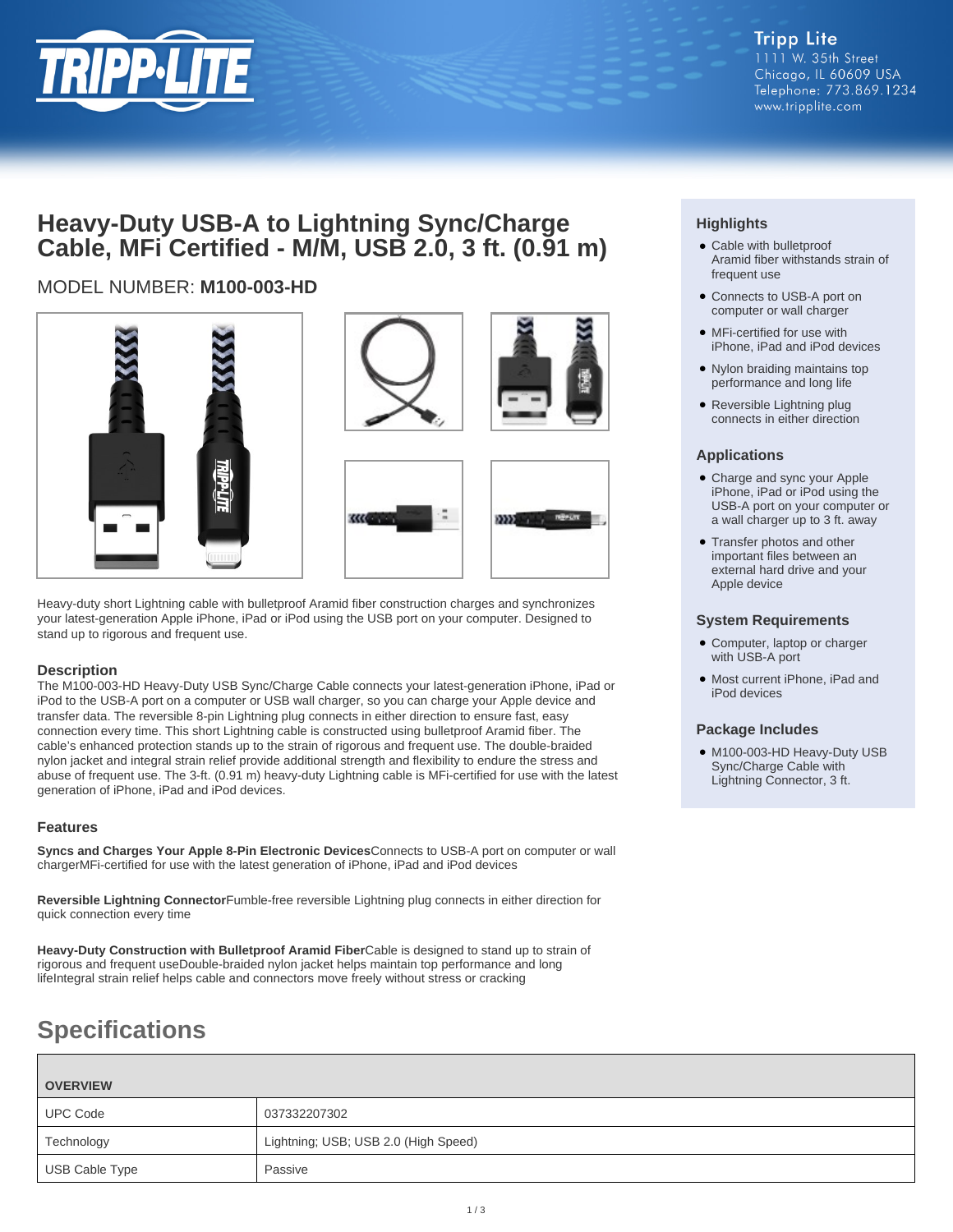Tripp Lite
1111 W. 35th Street
Chicago, IL 60609 USA
Telephone: 773.869.1234
www.tripplite.com

# Heavy-Duty USB-A to Lightning Sync/Charge Cable, MFi Certified - M/M, USB 2.0, 3 ft. (0.91 m)

MODEL NUMBER: **M100-003-HD**

Heavy-duty short Lightning cable with bulletproof Aramid fiber construction charges and synchronizes your latest-generation Apple iPhone, iPad or iPod using the USB port on your computer. Designed to stand up to rigorous and frequent use.

### Description

The M100-003-HD Heavy-Duty USB Sync/Charge Cable connects your latest-generation iPhone, iPad or iPod to the USB-A port on a computer or USB wall charger, so you can charge your Apple device and transfer data. The reversible 8-pin Lightning plug connects in either direction to ensure fast, easy connection every time. This short Lightning cable is constructed using bulletproof Aramid fiber. The cable's enhanced protection stands up to the strain of rigorous and frequent use. The double-braided nylon jacket and integral strain relief provide additional strength and flexibility to endure the stress and abuse of frequent use. The 3-ft. (0.91 m) heavy-duty Lightning cable is MFi-certified for use with the latest generation of iPhone, iPad and iPod devices.

### Features

**Syncs and Charges Your Apple 8-Pin Electronic Devices**Connects to USB-A port on computer or wall chargerMFi-certified for use with the latest generation of iPhone, iPad and iPod devices

**Reversible Lightning Connector**Fumble-free reversible Lightning plug connects in either direction for quick connection every time

**Heavy-Duty Construction with Bulletproof Aramid Fiber**Cable is designed to stand up to strain of rigorous and frequent useDouble-braided nylon jacket helps maintain top performance and long lifeIntegral strain relief helps cable and connectors move freely without stress or cracking

### Highlights

- Cable with bulletproof Aramid fiber withstands strain of frequent use
- Connects to USB-A port on computer or wall charger
- MFi-certified for use with iPhone, iPad and iPod devices
- Nylon braiding maintains top performance and long life
- Reversible Lightning plug connects in either direction

### Applications

- Charge and sync your Apple iPhone, iPad or iPod using the USB-A port on your computer or a wall charger up to 3 ft. away
- Transfer photos and other important files between an external hard drive and your Apple device

### System Requirements

- Computer, laptop or charger with USB-A port
- Most current iPhone, iPad and iPod devices

### Package Includes

- M100-003-HD Heavy-Duty USB Sync/Charge Cable with Lightning Connector, 3 ft.

## Specifications

| OVERVIEW | |
|---|---|
| UPC Code | 037332207302 |
| Technology | Lightning; USB; USB 2.0 (High Speed) |
| USB Cable Type | Passive |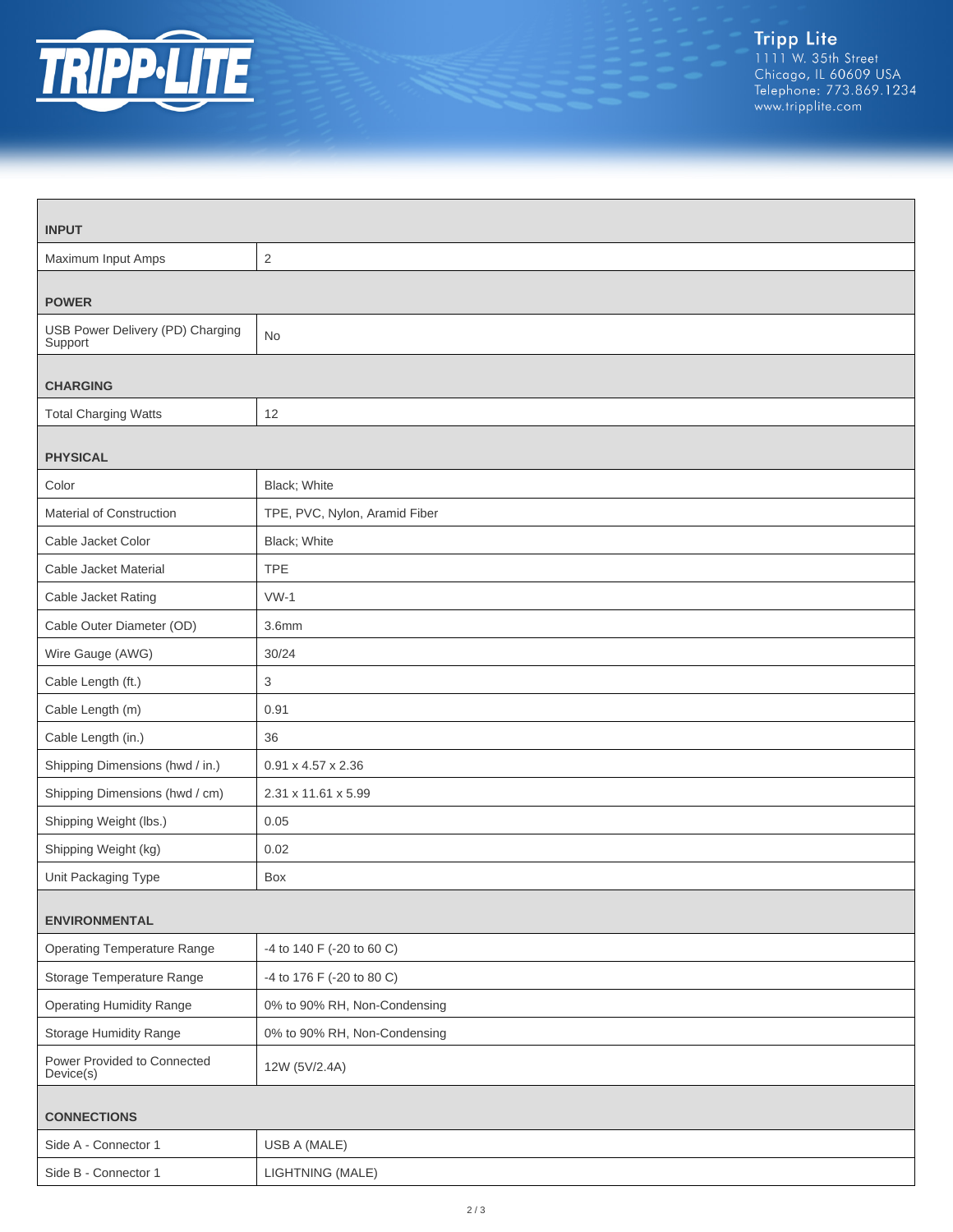| INPUT | |
|---|---|
| Maximum Input Amps | 2 |
| **POWER** | |
| USB Power Delivery (PD) Charging Support | No |
| **CHARGING** | |
| Total Charging Watts | 12 |
| **PHYSICAL** | |
| Color | Black; White |
| Material of Construction | TPE, PVC, Nylon, Aramid Fiber |
| Cable Jacket Color | Black; White |
| Cable Jacket Material | TPE |
| Cable Jacket Rating | VW-1 |
| Cable Outer Diameter (OD) | 3.6mm |
| Wire Gauge (AWG) | 30/24 |
| Cable Length (ft.) | 3 |
| Cable Length (m) | 0.91 |
| Cable Length (in.) | 36 |
| Shipping Dimensions (hwd / in.) | 0.91 x 4.57 x 2.36 |
| Shipping Dimensions (hwd / cm) | 2.31 x 11.61 x 5.99 |
| Shipping Weight (lbs.) | 0.05 |
| Shipping Weight (kg) | 0.02 |
| Unit Packaging Type | Box |
| **ENVIRONMENTAL** | |
| Operating Temperature Range | -4 to 140 F (-20 to 60 C) |
| Storage Temperature Range | -4 to 176 F (-20 to 80 C) |
| Operating Humidity Range | 0% to 90% RH, Non-Condensing |
| Storage Humidity Range | 0% to 90% RH, Non-Condensing |
| Power Provided to Connected Device(s) | 12W (5V/2.4A) |
| **CONNECTIONS** | |
| Side A - Connector 1 | USB A (MALE) |
| Side B - Connector 1 | LIGHTNING (MALE) |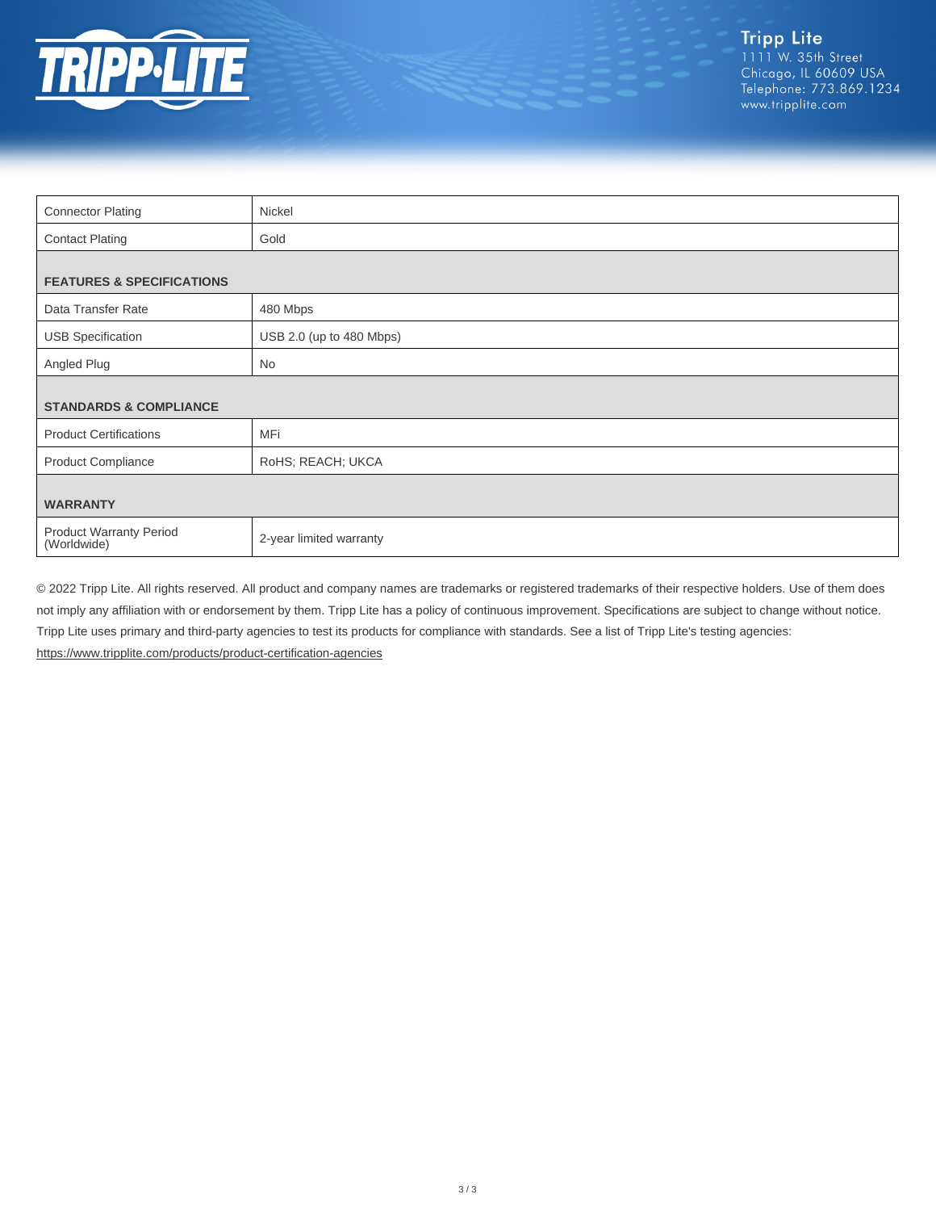| | |
|---|---|
| Connector Plating | Nickel |
| Contact Plating | Gold |
| **FEATURES & SPECIFICATIONS** | |
| Data Transfer Rate | 480 Mbps |
| USB Specification | USB 2.0 (up to 480 Mbps) |
| Angled Plug | No |
| **STANDARDS & COMPLIANCE** | |
| Product Certifications | MFi |
| Product Compliance | RoHS; REACH; UKCA |
| **WARRANTY** | |
| Product Warranty Period (Worldwide) | 2-year limited warranty |

© 2022 Tripp Lite. All rights reserved. All product and company names are trademarks or registered trademarks of their respective holders. Use of them does not imply any affiliation with or endorsement by them. Tripp Lite has a policy of continuous improvement. Specifications are subject to change without notice. Tripp Lite uses primary and third-party agencies to test its products for compliance with standards. See a list of Tripp Lite's testing agencies: https://www.tripplite.com/products/product-certification-agencies